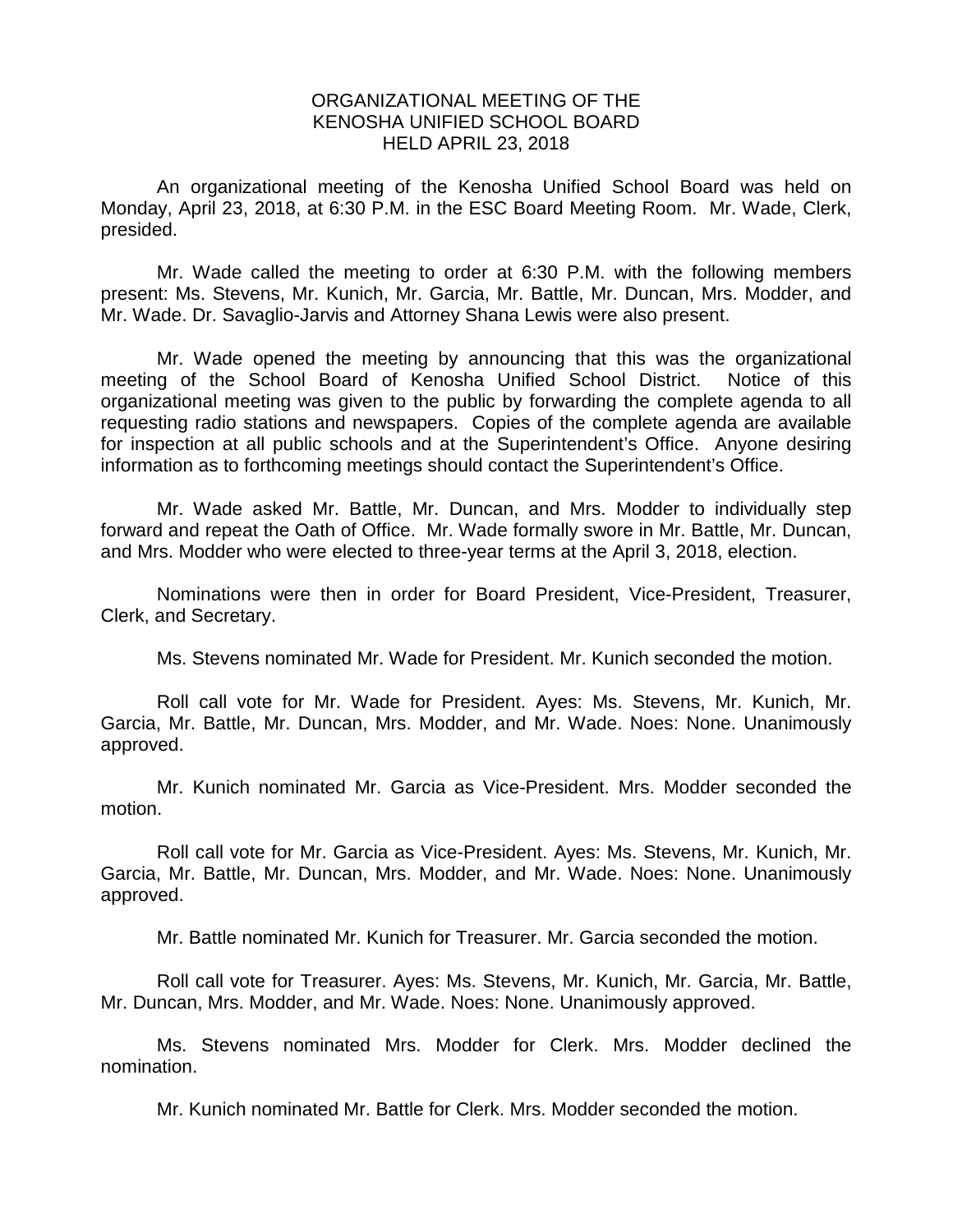# ORGANIZATIONAL MEETING OF THE KENOSHA UNIFIED SCHOOL BOARD HELD APRIL 23, 2018

An organizational meeting of the Kenosha Unified School Board was held on Monday, April 23, 2018, at 6:30 P.M. in the ESC Board Meeting Room. Mr. Wade, Clerk, presided.

Mr. Wade called the meeting to order at 6:30 P.M. with the following members present: Ms. Stevens, Mr. Kunich, Mr. Garcia, Mr. Battle, Mr. Duncan, Mrs. Modder, and Mr. Wade. Dr. Savaglio-Jarvis and Attorney Shana Lewis were also present.

Mr. Wade opened the meeting by announcing that this was the organizational meeting of the School Board of Kenosha Unified School District. Notice of this organizational meeting was given to the public by forwarding the complete agenda to all requesting radio stations and newspapers. Copies of the complete agenda are available for inspection at all public schools and at the Superintendent's Office. Anyone desiring information as to forthcoming meetings should contact the Superintendent's Office.

Mr. Wade asked Mr. Battle, Mr. Duncan, and Mrs. Modder to individually step forward and repeat the Oath of Office. Mr. Wade formally swore in Mr. Battle, Mr. Duncan, and Mrs. Modder who were elected to three-year terms at the April 3, 2018, election.

Nominations were then in order for Board President, Vice-President, Treasurer, Clerk, and Secretary.

Ms. Stevens nominated Mr. Wade for President. Mr. Kunich seconded the motion.

Roll call vote for Mr. Wade for President. Ayes: Ms. Stevens, Mr. Kunich, Mr. Garcia, Mr. Battle, Mr. Duncan, Mrs. Modder, and Mr. Wade. Noes: None. Unanimously approved.

Mr. Kunich nominated Mr. Garcia as Vice-President. Mrs. Modder seconded the motion.

Roll call vote for Mr. Garcia as Vice-President. Ayes: Ms. Stevens, Mr. Kunich, Mr. Garcia, Mr. Battle, Mr. Duncan, Mrs. Modder, and Mr. Wade. Noes: None. Unanimously approved.

Mr. Battle nominated Mr. Kunich for Treasurer. Mr. Garcia seconded the motion.

Roll call vote for Treasurer. Ayes: Ms. Stevens, Mr. Kunich, Mr. Garcia, Mr. Battle, Mr. Duncan, Mrs. Modder, and Mr. Wade. Noes: None. Unanimously approved.

Ms. Stevens nominated Mrs. Modder for Clerk. Mrs. Modder declined the nomination.

Mr. Kunich nominated Mr. Battle for Clerk. Mrs. Modder seconded the motion.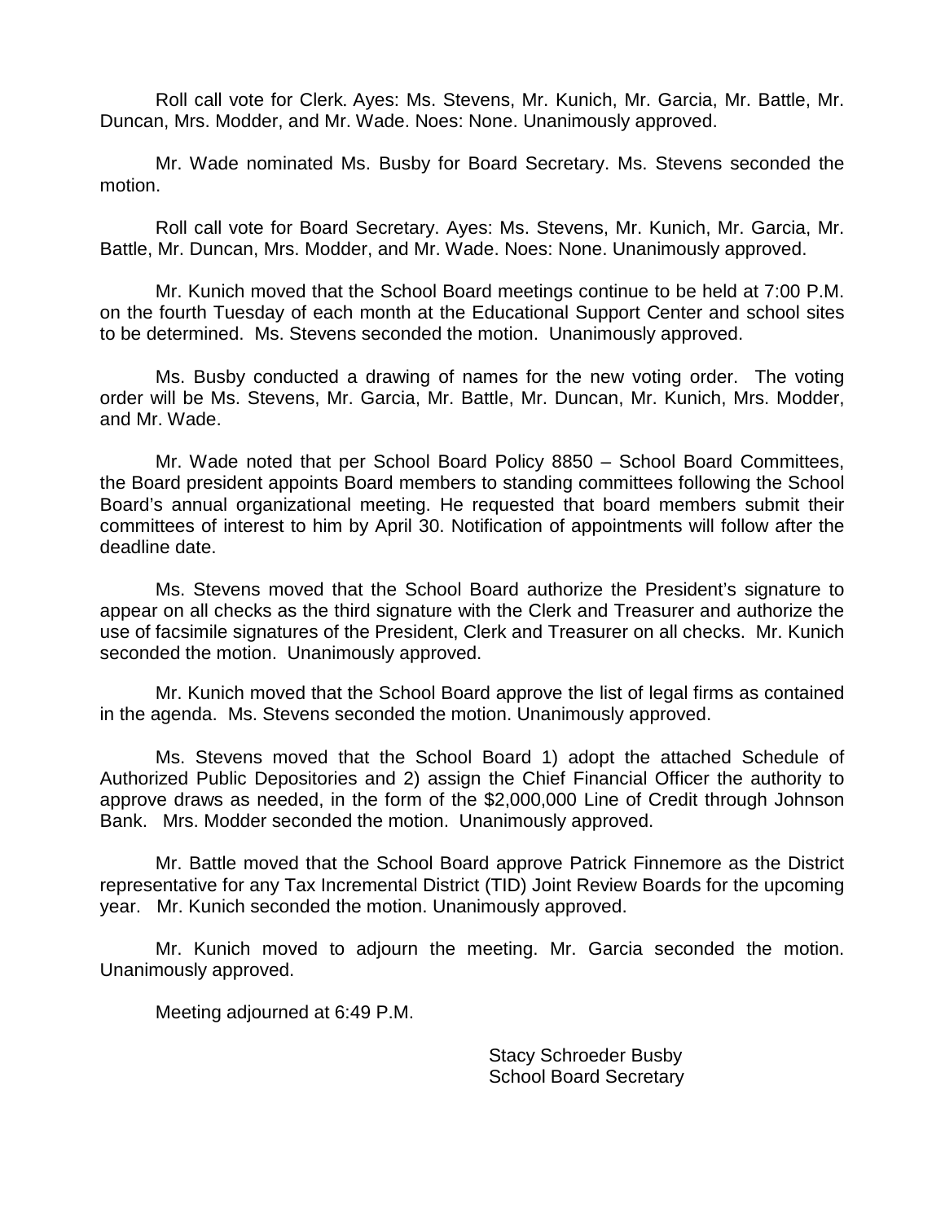Roll call vote for Clerk. Ayes: Ms. Stevens, Mr. Kunich, Mr. Garcia, Mr. Battle, Mr. Duncan, Mrs. Modder, and Mr. Wade. Noes: None. Unanimously approved.

Mr. Wade nominated Ms. Busby for Board Secretary. Ms. Stevens seconded the motion.

Roll call vote for Board Secretary. Ayes: Ms. Stevens, Mr. Kunich, Mr. Garcia, Mr. Battle, Mr. Duncan, Mrs. Modder, and Mr. Wade. Noes: None. Unanimously approved.

Mr. Kunich moved that the School Board meetings continue to be held at 7:00 P.M. on the fourth Tuesday of each month at the Educational Support Center and school sites to be determined. Ms. Stevens seconded the motion. Unanimously approved.

Ms. Busby conducted a drawing of names for the new voting order. The voting order will be Ms. Stevens, Mr. Garcia, Mr. Battle, Mr. Duncan, Mr. Kunich, Mrs. Modder, and Mr. Wade.

Mr. Wade noted that per School Board Policy 8850 – School Board Committees, the Board president appoints Board members to standing committees following the School Board's annual organizational meeting. He requested that board members submit their committees of interest to him by April 30. Notification of appointments will follow after the deadline date.

Ms. Stevens moved that the School Board authorize the President's signature to appear on all checks as the third signature with the Clerk and Treasurer and authorize the use of facsimile signatures of the President, Clerk and Treasurer on all checks. Mr. Kunich seconded the motion. Unanimously approved.

Mr. Kunich moved that the School Board approve the list of legal firms as contained in the agenda. Ms. Stevens seconded the motion. Unanimously approved.

Ms. Stevens moved that the School Board 1) adopt the attached Schedule of Authorized Public Depositories and 2) assign the Chief Financial Officer the authority to approve draws as needed, in the form of the $2,000,000 Line of Credit through Johnson Bank. Mrs. Modder seconded the motion. Unanimously approved.

Mr. Battle moved that the School Board approve Patrick Finnemore as the District representative for any Tax Incremental District (TID) Joint Review Boards for the upcoming year. Mr. Kunich seconded the motion. Unanimously approved.

Mr. Kunich moved to adjourn the meeting. Mr. Garcia seconded the motion. Unanimously approved.

Meeting adjourned at 6:49 P.M.

Stacy Schroeder Busby
School Board Secretary